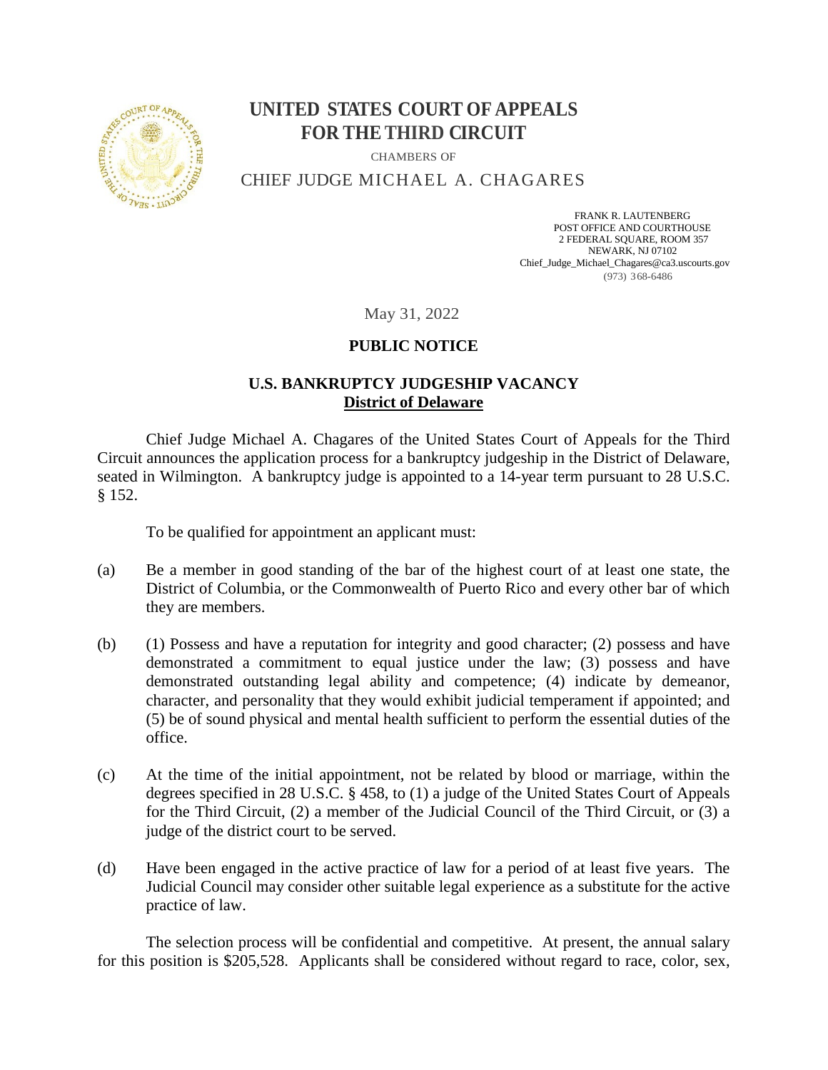# UNITED STATES COURT OF APPEALS FOR THE THIRD CIRCUIT

CHAMBERS OF

CHIEF JUDGE MICHAEL A. CHAGARES

FRANK R. LAUTENBERG
POST OFFICE AND COURTHOUSE
2 FEDERAL SQUARE, ROOM 357
NEWARK, NJ 07102
Chief_Judge_Michael_Chagares@ca3.uscourts.gov
(973) 368-6486

May 31, 2022

**PUBLIC NOTICE**

**U.S. BANKRUPTCY JUDGESHIP VACANCY**
**District of Delaware**

Chief Judge Michael A. Chagares of the United States Court of Appeals for the Third Circuit announces the application process for a bankruptcy judgeship in the District of Delaware, seated in Wilmington. A bankruptcy judge is appointed to a 14-year term pursuant to 28 U.S.C. § 152.

To be qualified for appointment an applicant must:

(a) Be a member in good standing of the bar of the highest court of at least one state, the District of Columbia, or the Commonwealth of Puerto Rico and every other bar of which they are members.

(b) (1) Possess and have a reputation for integrity and good character; (2) possess and have demonstrated a commitment to equal justice under the law; (3) possess and have demonstrated outstanding legal ability and competence; (4) indicate by demeanor, character, and personality that they would exhibit judicial temperament if appointed; and (5) be of sound physical and mental health sufficient to perform the essential duties of the office.

(c) At the time of the initial appointment, not be related by blood or marriage, within the degrees specified in 28 U.S.C. § 458, to (1) a judge of the United States Court of Appeals for the Third Circuit, (2) a member of the Judicial Council of the Third Circuit, or (3) a judge of the district court to be served.

(d) Have been engaged in the active practice of law for a period of at least five years. The Judicial Council may consider other suitable legal experience as a substitute for the active practice of law.

The selection process will be confidential and competitive. At present, the annual salary for this position is $205,528. Applicants shall be considered without regard to race, color, sex,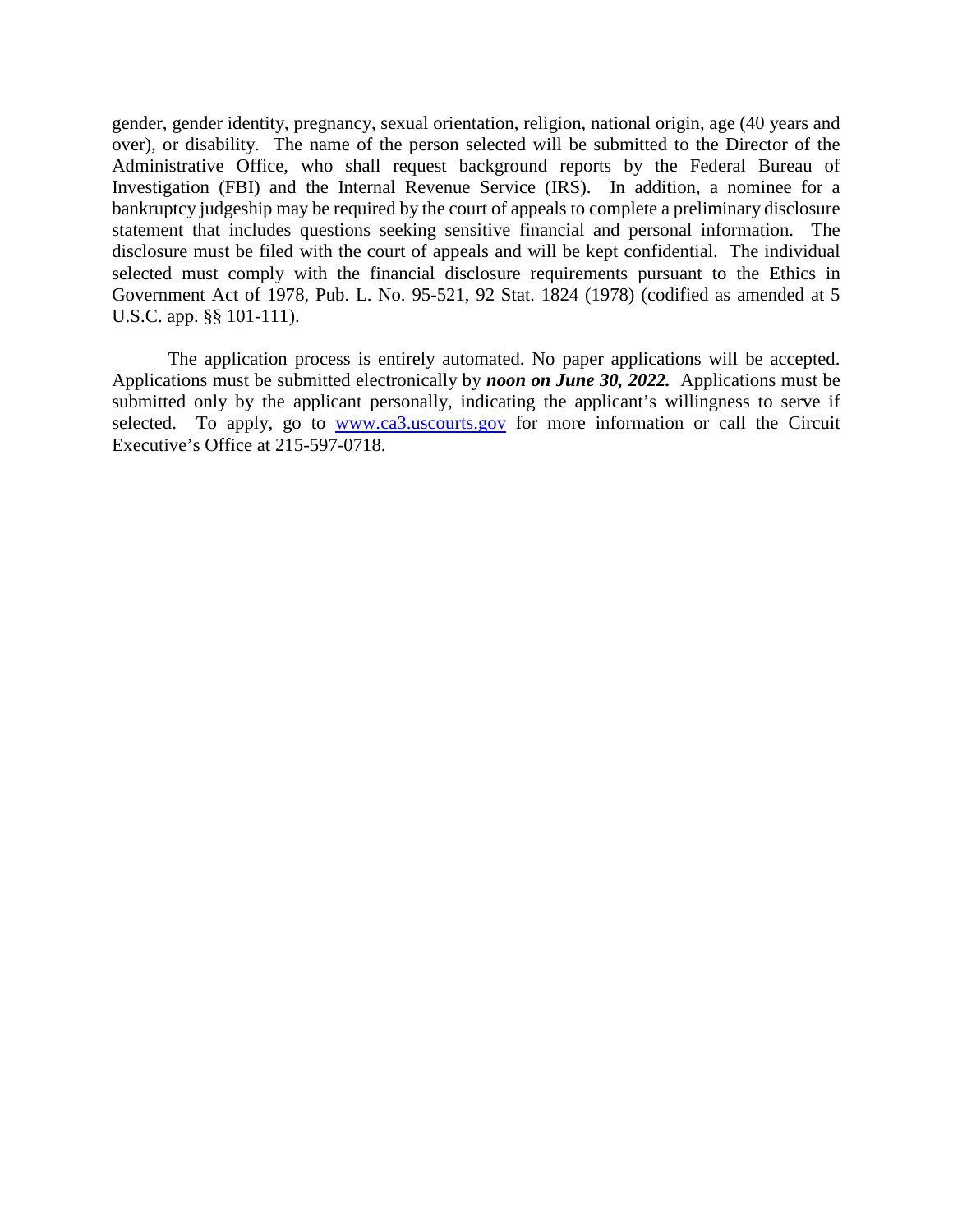gender, gender identity, pregnancy, sexual orientation, religion, national origin, age (40 years and over), or disability. The name of the person selected will be submitted to the Director of the Administrative Office, who shall request background reports by the Federal Bureau of Investigation (FBI) and the Internal Revenue Service (IRS). In addition, a nominee for a bankruptcy judgeship may be required by the court of appeals to complete a preliminary disclosure statement that includes questions seeking sensitive financial and personal information. The disclosure must be filed with the court of appeals and will be kept confidential. The individual selected must comply with the financial disclosure requirements pursuant to the Ethics in Government Act of 1978, Pub. L. No. 95-521, 92 Stat. 1824 (1978) (codified as amended at 5 U.S.C. app. §§ 101-111).

The application process is entirely automated. No paper applications will be accepted. Applications must be submitted electronically by ***noon on June 30, 2022.*** Applications must be submitted only by the applicant personally, indicating the applicant's willingness to serve if selected. To apply, go to [www.ca3.uscourts.gov](www.ca3.uscourts.gov) for more information or call the Circuit Executive's Office at 215-597-0718.